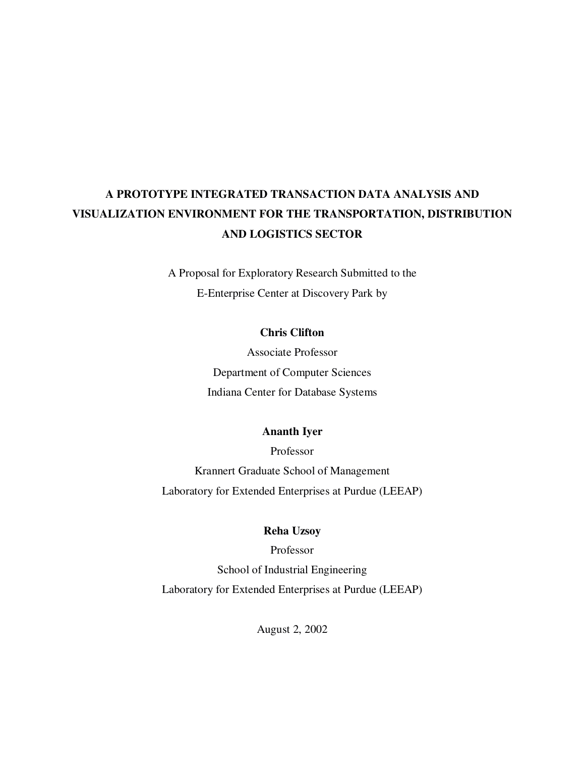# A PROTOTYPE INTEGRATED TRANSACTION DATA ANALYSIS AND VISUALIZATION ENVIRONMENT FOR THE TRANSPORTATION, DISTRIBUTION AND LOGISTICS SECTOR

A Proposal for Exploratory Research Submitted to the
E-Enterprise Center at Discovery Park by

**Chris Clifton**
Associate Professor
Department of Computer Sciences
Indiana Center for Database Systems

**Ananth Iyer**
Professor
Krannert Graduate School of Management
Laboratory for Extended Enterprises at Purdue (LEEAP)

**Reha Uzsoy**
Professor
School of Industrial Engineering
Laboratory for Extended Enterprises at Purdue (LEEAP)

August 2, 2002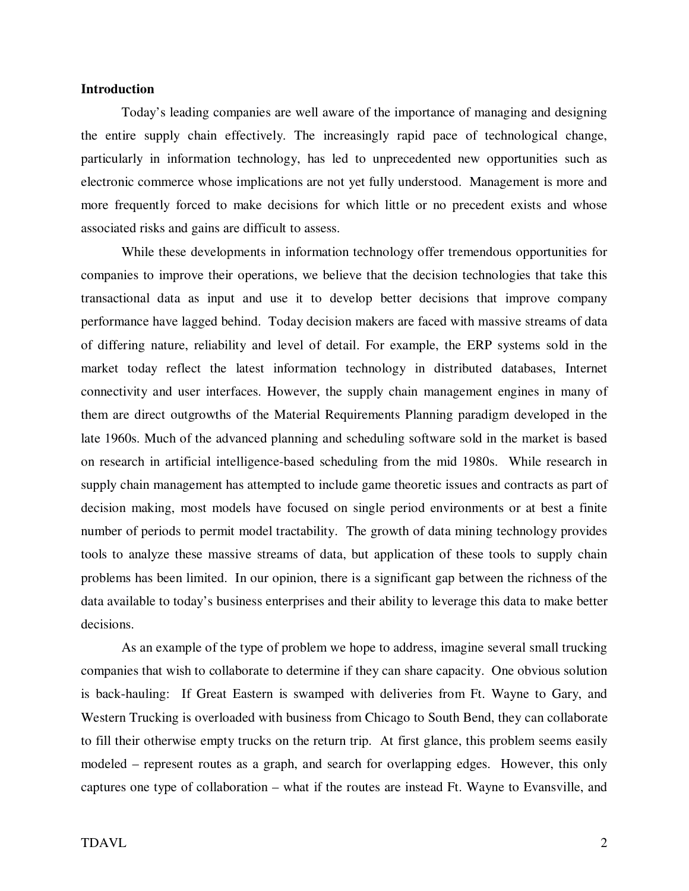## Introduction

Today's leading companies are well aware of the importance of managing and designing the entire supply chain effectively. The increasingly rapid pace of technological change, particularly in information technology, has led to unprecedented new opportunities such as electronic commerce whose implications are not yet fully understood. Management is more and more frequently forced to make decisions for which little or no precedent exists and whose associated risks and gains are difficult to assess.

While these developments in information technology offer tremendous opportunities for companies to improve their operations, we believe that the decision technologies that take this transactional data as input and use it to develop better decisions that improve company performance have lagged behind. Today decision makers are faced with massive streams of data of differing nature, reliability and level of detail. For example, the ERP systems sold in the market today reflect the latest information technology in distributed databases, Internet connectivity and user interfaces. However, the supply chain management engines in many of them are direct outgrowths of the Material Requirements Planning paradigm developed in the late 1960s. Much of the advanced planning and scheduling software sold in the market is based on research in artificial intelligence-based scheduling from the mid 1980s. While research in supply chain management has attempted to include game theoretic issues and contracts as part of decision making, most models have focused on single period environments or at best a finite number of periods to permit model tractability. The growth of data mining technology provides tools to analyze these massive streams of data, but application of these tools to supply chain problems has been limited. In our opinion, there is a significant gap between the richness of the data available to today's business enterprises and their ability to leverage this data to make better decisions.

As an example of the type of problem we hope to address, imagine several small trucking companies that wish to collaborate to determine if they can share capacity. One obvious solution is back-hauling: If Great Eastern is swamped with deliveries from Ft. Wayne to Gary, and Western Trucking is overloaded with business from Chicago to South Bend, they can collaborate to fill their otherwise empty trucks on the return trip. At first glance, this problem seems easily modeled – represent routes as a graph, and search for overlapping edges. However, this only captures one type of collaboration – what if the routes are instead Ft. Wayne to Evansville, and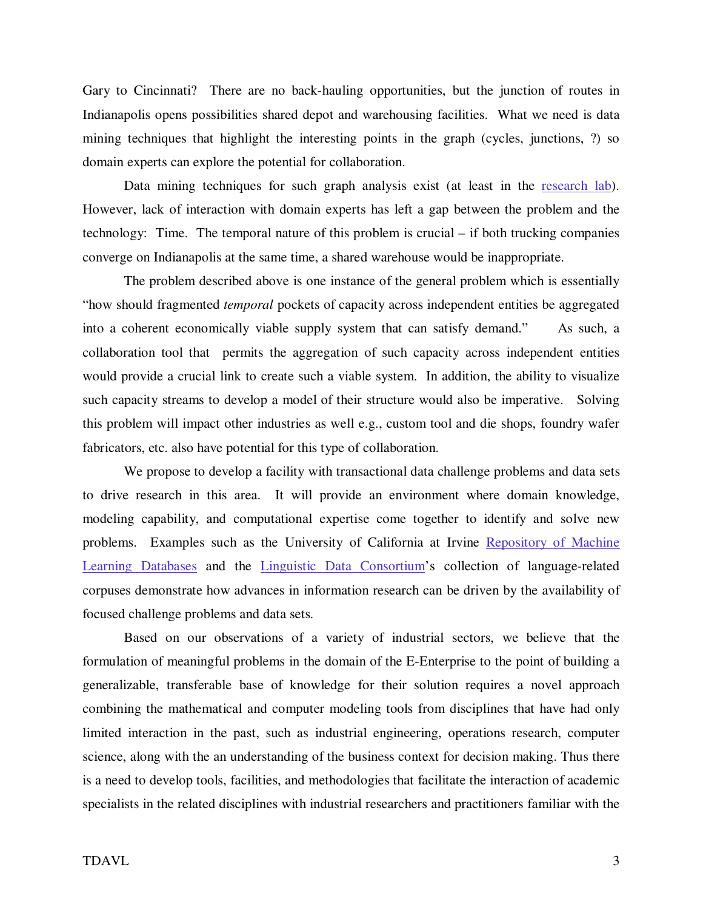Gary to Cincinnati? There are no back-hauling opportunities, but the junction of routes in Indianapolis opens possibilities shared depot and warehousing facilities. What we need is data mining techniques that highlight the interesting points in the graph (cycles, junctions, ?) so domain experts can explore the potential for collaboration.

Data mining techniques for such graph analysis exist (at least in the research lab). However, lack of interaction with domain experts has left a gap between the problem and the technology: Time. The temporal nature of this problem is crucial – if both trucking companies converge on Indianapolis at the same time, a shared warehouse would be inappropriate.

The problem described above is one instance of the general problem which is essentially "how should fragmented *temporal* pockets of capacity across independent entities be aggregated into a coherent economically viable supply system that can satisfy demand." As such, a collaboration tool that permits the aggregation of such capacity across independent entities would provide a crucial link to create such a viable system. In addition, the ability to visualize such capacity streams to develop a model of their structure would also be imperative. Solving this problem will impact other industries as well e.g., custom tool and die shops, foundry wafer fabricators, etc. also have potential for this type of collaboration.

We propose to develop a facility with transactional data challenge problems and data sets to drive research in this area. It will provide an environment where domain knowledge, modeling capability, and computational expertise come together to identify and solve new problems. Examples such as the University of California at Irvine Repository of Machine Learning Databases and the Linguistic Data Consortium's collection of language-related corpuses demonstrate how advances in information research can be driven by the availability of focused challenge problems and data sets.

Based on our observations of a variety of industrial sectors, we believe that the formulation of meaningful problems in the domain of the E-Enterprise to the point of building a generalizable, transferable base of knowledge for their solution requires a novel approach combining the mathematical and computer modeling tools from disciplines that have had only limited interaction in the past, such as industrial engineering, operations research, computer science, along with the an understanding of the business context for decision making. Thus there is a need to develop tools, facilities, and methodologies that facilitate the interaction of academic specialists in the related disciplines with industrial researchers and practitioners familiar with the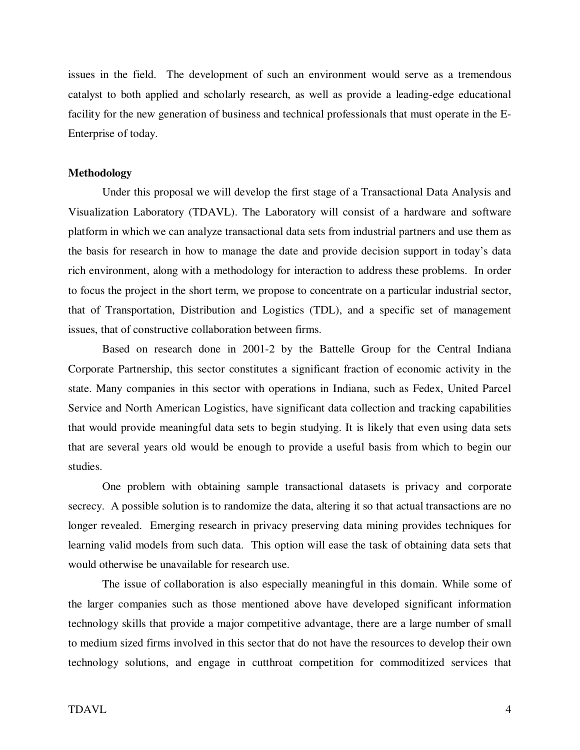issues in the field. The development of such an environment would serve as a tremendous catalyst to both applied and scholarly research, as well as provide a leading-edge educational facility for the new generation of business and technical professionals that must operate in the E-Enterprise of today.

**Methodology**

Under this proposal we will develop the first stage of a Transactional Data Analysis and Visualization Laboratory (TDAVL). The Laboratory will consist of a hardware and software platform in which we can analyze transactional data sets from industrial partners and use them as the basis for research in how to manage the date and provide decision support in today's data rich environment, along with a methodology for interaction to address these problems. In order to focus the project in the short term, we propose to concentrate on a particular industrial sector, that of Transportation, Distribution and Logistics (TDL), and a specific set of management issues, that of constructive collaboration between firms.

Based on research done in 2001-2 by the Battelle Group for the Central Indiana Corporate Partnership, this sector constitutes a significant fraction of economic activity in the state. Many companies in this sector with operations in Indiana, such as Fedex, United Parcel Service and North American Logistics, have significant data collection and tracking capabilities that would provide meaningful data sets to begin studying. It is likely that even using data sets that are several years old would be enough to provide a useful basis from which to begin our studies.

One problem with obtaining sample transactional datasets is privacy and corporate secrecy. A possible solution is to randomize the data, altering it so that actual transactions are no longer revealed. Emerging research in privacy preserving data mining provides techniques for learning valid models from such data. This option will ease the task of obtaining data sets that would otherwise be unavailable for research use.

The issue of collaboration is also especially meaningful in this domain. While some of the larger companies such as those mentioned above have developed significant information technology skills that provide a major competitive advantage, there are a large number of small to medium sized firms involved in this sector that do not have the resources to develop their own technology solutions, and engage in cutthroat competition for commoditized services that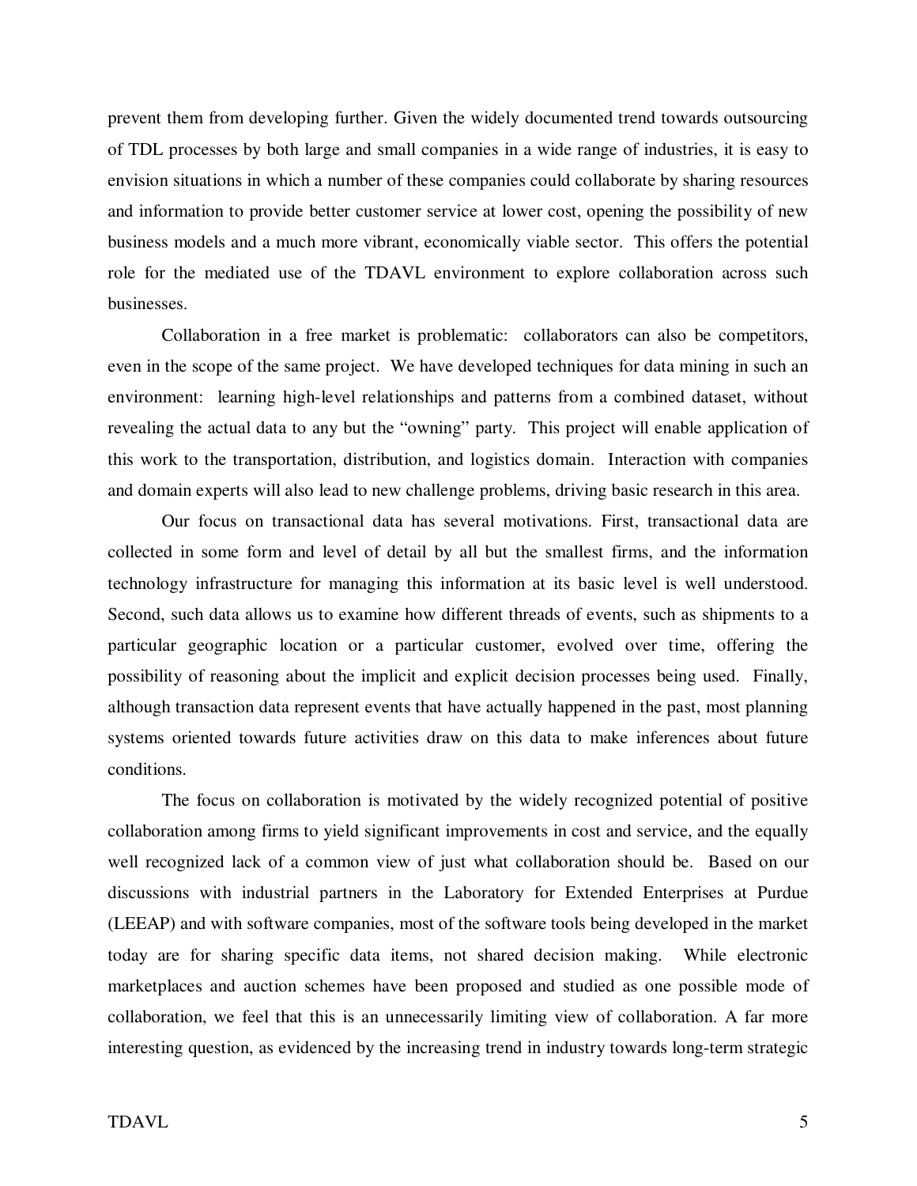prevent them from developing further. Given the widely documented trend towards outsourcing of TDL processes by both large and small companies in a wide range of industries, it is easy to envision situations in which a number of these companies could collaborate by sharing resources and information to provide better customer service at lower cost, opening the possibility of new business models and a much more vibrant, economically viable sector. This offers the potential role for the mediated use of the TDAVL environment to explore collaboration across such businesses.

Collaboration in a free market is problematic: collaborators can also be competitors, even in the scope of the same project. We have developed techniques for data mining in such an environment: learning high-level relationships and patterns from a combined dataset, without revealing the actual data to any but the "owning" party. This project will enable application of this work to the transportation, distribution, and logistics domain. Interaction with companies and domain experts will also lead to new challenge problems, driving basic research in this area.

Our focus on transactional data has several motivations. First, transactional data are collected in some form and level of detail by all but the smallest firms, and the information technology infrastructure for managing this information at its basic level is well understood. Second, such data allows us to examine how different threads of events, such as shipments to a particular geographic location or a particular customer, evolved over time, offering the possibility of reasoning about the implicit and explicit decision processes being used. Finally, although transaction data represent events that have actually happened in the past, most planning systems oriented towards future activities draw on this data to make inferences about future conditions.

The focus on collaboration is motivated by the widely recognized potential of positive collaboration among firms to yield significant improvements in cost and service, and the equally well recognized lack of a common view of just what collaboration should be. Based on our discussions with industrial partners in the Laboratory for Extended Enterprises at Purdue (LEEAP) and with software companies, most of the software tools being developed in the market today are for sharing specific data items, not shared decision making. While electronic marketplaces and auction schemes have been proposed and studied as one possible mode of collaboration, we feel that this is an unnecessarily limiting view of collaboration. A far more interesting question, as evidenced by the increasing trend in industry towards long-term strategic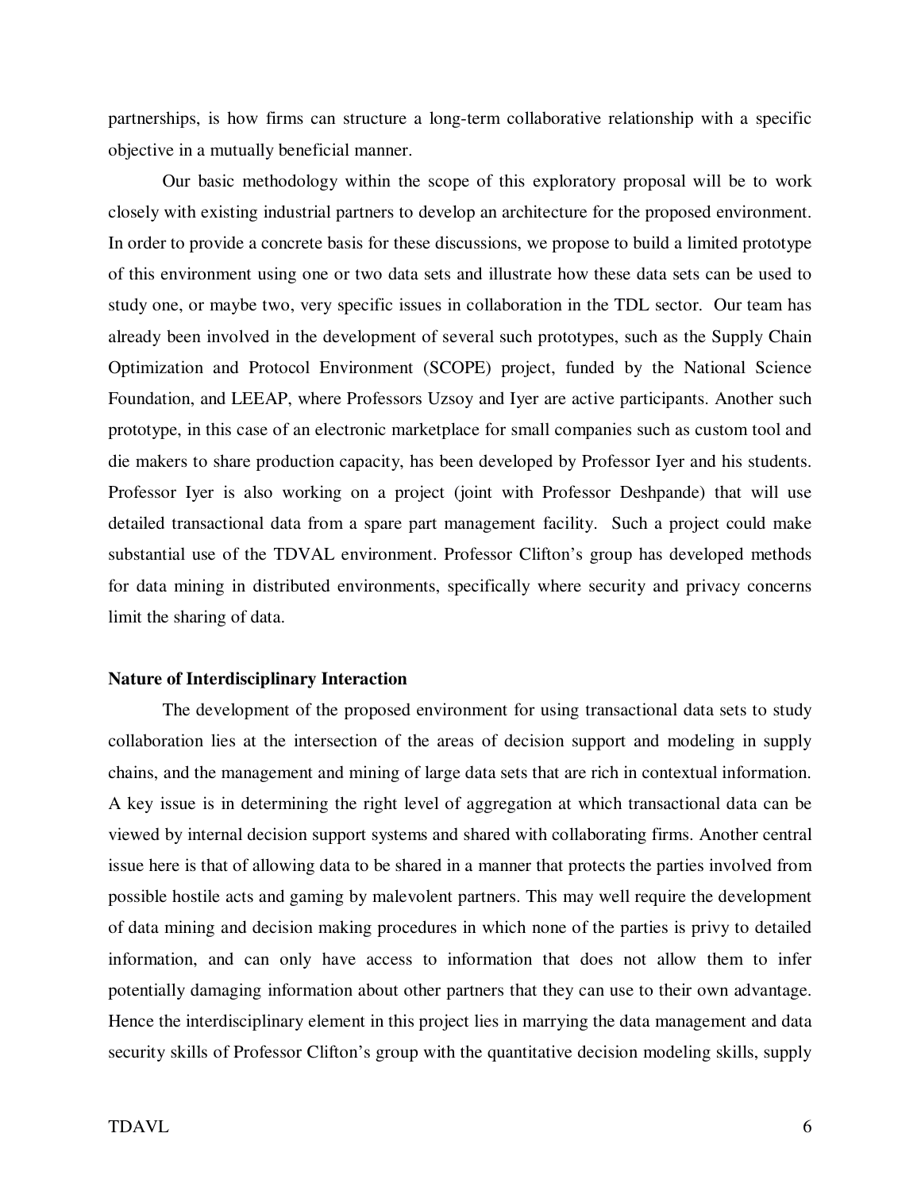partnerships, is how firms can structure a long-term collaborative relationship with a specific objective in a mutually beneficial manner.

Our basic methodology within the scope of this exploratory proposal will be to work closely with existing industrial partners to develop an architecture for the proposed environment. In order to provide a concrete basis for these discussions, we propose to build a limited prototype of this environment using one or two data sets and illustrate how these data sets can be used to study one, or maybe two, very specific issues in collaboration in the TDL sector. Our team has already been involved in the development of several such prototypes, such as the Supply Chain Optimization and Protocol Environment (SCOPE) project, funded by the National Science Foundation, and LEEAP, where Professors Uzsoy and Iyer are active participants. Another such prototype, in this case of an electronic marketplace for small companies such as custom tool and die makers to share production capacity, has been developed by Professor Iyer and his students. Professor Iyer is also working on a project (joint with Professor Deshpande) that will use detailed transactional data from a spare part management facility. Such a project could make substantial use of the TDVAL environment. Professor Clifton's group has developed methods for data mining in distributed environments, specifically where security and privacy concerns limit the sharing of data.

**Nature of Interdisciplinary Interaction**

The development of the proposed environment for using transactional data sets to study collaboration lies at the intersection of the areas of decision support and modeling in supply chains, and the management and mining of large data sets that are rich in contextual information. A key issue is in determining the right level of aggregation at which transactional data can be viewed by internal decision support systems and shared with collaborating firms. Another central issue here is that of allowing data to be shared in a manner that protects the parties involved from possible hostile acts and gaming by malevolent partners. This may well require the development of data mining and decision making procedures in which none of the parties is privy to detailed information, and can only have access to information that does not allow them to infer potentially damaging information about other partners that they can use to their own advantage. Hence the interdisciplinary element in this project lies in marrying the data management and data security skills of Professor Clifton's group with the quantitative decision modeling skills, supply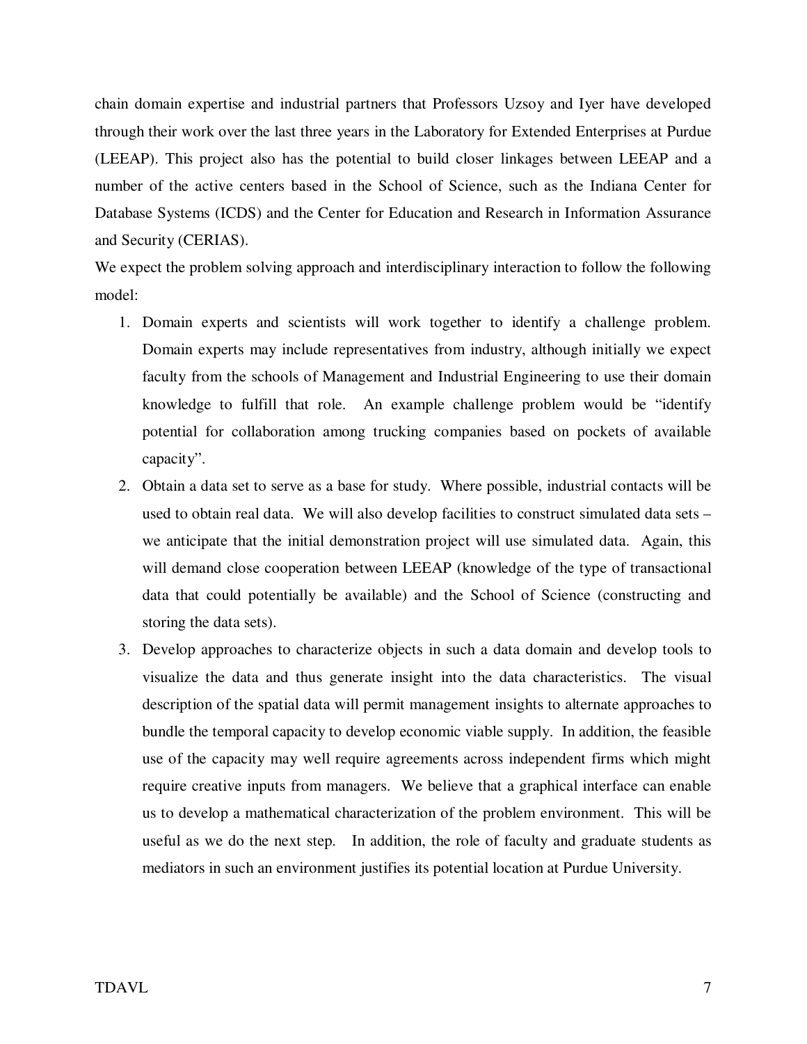chain domain expertise and industrial partners that Professors Uzsoy and Iyer have developed through their work over the last three years in the Laboratory for Extended Enterprises at Purdue (LEEAP). This project also has the potential to build closer linkages between LEEAP and a number of the active centers based in the School of Science, such as the Indiana Center for Database Systems (ICDS) and the Center for Education and Research in Information Assurance and Security (CERIAS).

We expect the problem solving approach and interdisciplinary interaction to follow the following model:

1. Domain experts and scientists will work together to identify a challenge problem. Domain experts may include representatives from industry, although initially we expect faculty from the schools of Management and Industrial Engineering to use their domain knowledge to fulfill that role. An example challenge problem would be "identify potential for collaboration among trucking companies based on pockets of available capacity".
2. Obtain a data set to serve as a base for study. Where possible, industrial contacts will be used to obtain real data. We will also develop facilities to construct simulated data sets – we anticipate that the initial demonstration project will use simulated data. Again, this will demand close cooperation between LEEAP (knowledge of the type of transactional data that could potentially be available) and the School of Science (constructing and storing the data sets).
3. Develop approaches to characterize objects in such a data domain and develop tools to visualize the data and thus generate insight into the data characteristics. The visual description of the spatial data will permit management insights to alternate approaches to bundle the temporal capacity to develop economic viable supply. In addition, the feasible use of the capacity may well require agreements across independent firms which might require creative inputs from managers. We believe that a graphical interface can enable us to develop a mathematical characterization of the problem environment. This will be useful as we do the next step. In addition, the role of faculty and graduate students as mediators in such an environment justifies its potential location at Purdue University.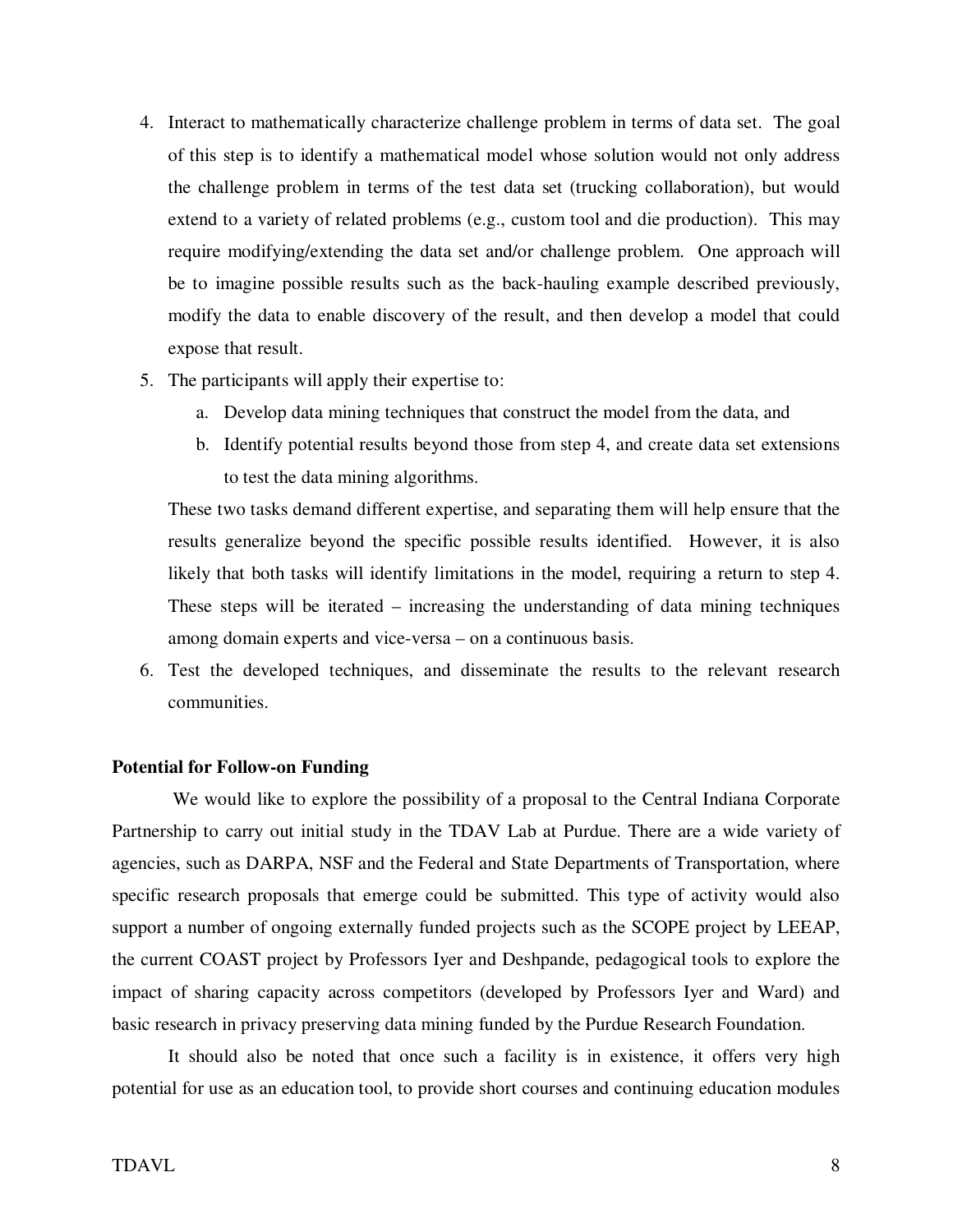4. Interact to mathematically characterize challenge problem in terms of data set. The goal of this step is to identify a mathematical model whose solution would not only address the challenge problem in terms of the test data set (trucking collaboration), but would extend to a variety of related problems (e.g., custom tool and die production). This may require modifying/extending the data set and/or challenge problem. One approach will be to imagine possible results such as the back-hauling example described previously, modify the data to enable discovery of the result, and then develop a model that could expose that result.
5. The participants will apply their expertise to:
   a. Develop data mining techniques that construct the model from the data, and
   b. Identify potential results beyond those from step 4, and create data set extensions to test the data mining algorithms.

   These two tasks demand different expertise, and separating them will help ensure that the results generalize beyond the specific possible results identified. However, it is also likely that both tasks will identify limitations in the model, requiring a return to step 4. These steps will be iterated – increasing the understanding of data mining techniques among domain experts and vice-versa – on a continuous basis.
6. Test the developed techniques, and disseminate the results to the relevant research communities.

**Potential for Follow-on Funding**

We would like to explore the possibility of a proposal to the Central Indiana Corporate Partnership to carry out initial study in the TDAV Lab at Purdue. There are a wide variety of agencies, such as DARPA, NSF and the Federal and State Departments of Transportation, where specific research proposals that emerge could be submitted. This type of activity would also support a number of ongoing externally funded projects such as the SCOPE project by LEEAP, the current COAST project by Professors Iyer and Deshpande, pedagogical tools to explore the impact of sharing capacity across competitors (developed by Professors Iyer and Ward) and basic research in privacy preserving data mining funded by the Purdue Research Foundation.

It should also be noted that once such a facility is in existence, it offers very high potential for use as an education tool, to provide short courses and continuing education modules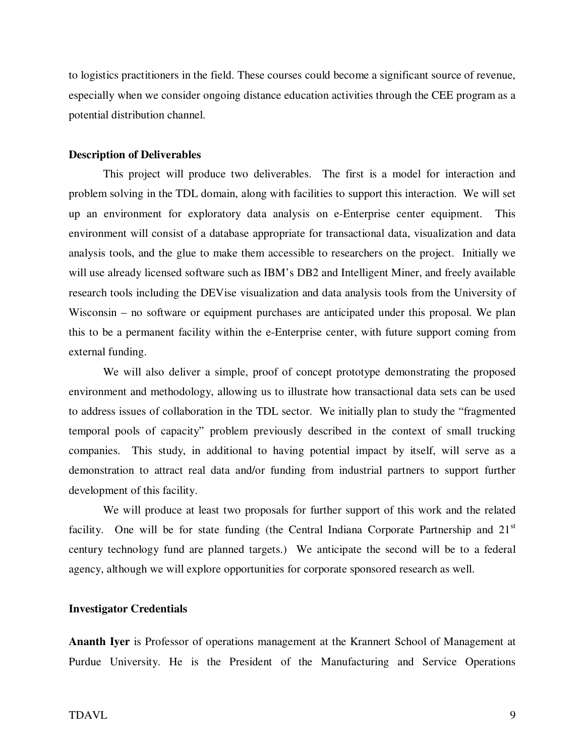to logistics practitioners in the field. These courses could become a significant source of revenue, especially when we consider ongoing distance education activities through the CEE program as a potential distribution channel.

**Description of Deliverables**

This project will produce two deliverables. The first is a model for interaction and problem solving in the TDL domain, along with facilities to support this interaction. We will set up an environment for exploratory data analysis on e-Enterprise center equipment. This environment will consist of a database appropriate for transactional data, visualization and data analysis tools, and the glue to make them accessible to researchers on the project. Initially we will use already licensed software such as IBM's DB2 and Intelligent Miner, and freely available research tools including the DEVise visualization and data analysis tools from the University of Wisconsin – no software or equipment purchases are anticipated under this proposal. We plan this to be a permanent facility within the e-Enterprise center, with future support coming from external funding.

We will also deliver a simple, proof of concept prototype demonstrating the proposed environment and methodology, allowing us to illustrate how transactional data sets can be used to address issues of collaboration in the TDL sector. We initially plan to study the "fragmented temporal pools of capacity" problem previously described in the context of small trucking companies. This study, in additional to having potential impact by itself, will serve as a demonstration to attract real data and/or funding from industrial partners to support further development of this facility.

We will produce at least two proposals for further support of this work and the related facility. One will be for state funding (the Central Indiana Corporate Partnership and 21st century technology fund are planned targets.) We anticipate the second will be to a federal agency, although we will explore opportunities for corporate sponsored research as well.

**Investigator Credentials**

**Ananth Iyer** is Professor of operations management at the Krannert School of Management at Purdue University. He is the President of the Manufacturing and Service Operations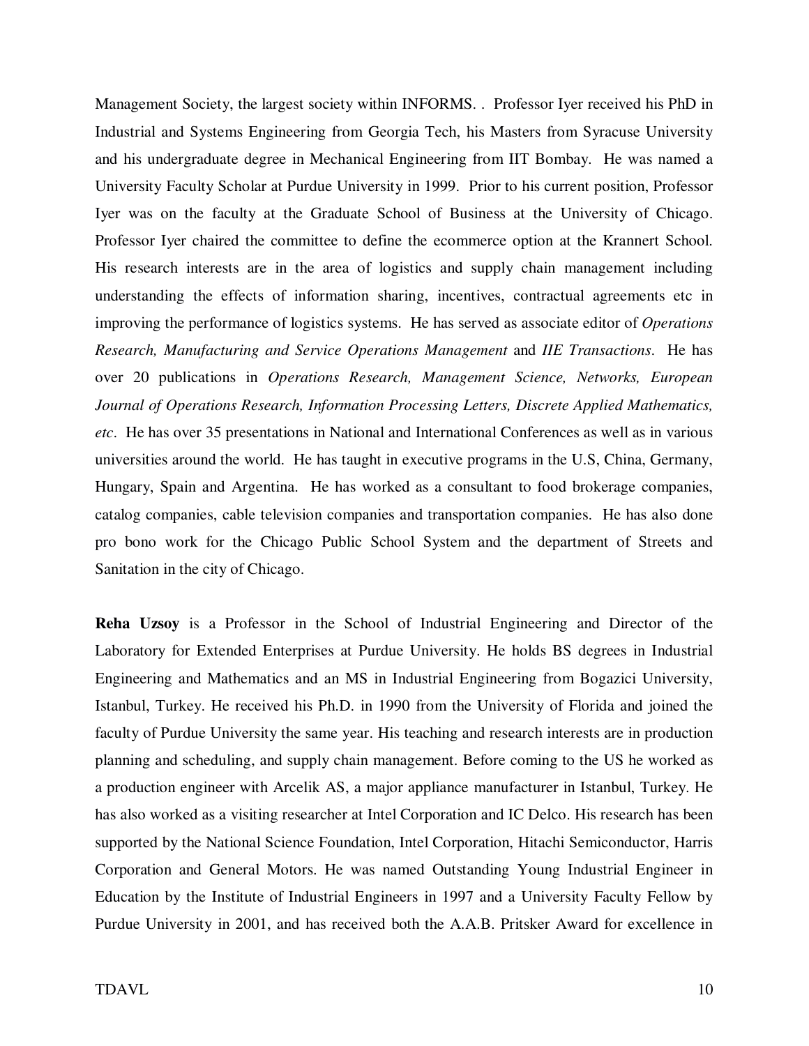Management Society, the largest society within INFORMS. . Professor Iyer received his PhD in Industrial and Systems Engineering from Georgia Tech, his Masters from Syracuse University and his undergraduate degree in Mechanical Engineering from IIT Bombay. He was named a University Faculty Scholar at Purdue University in 1999. Prior to his current position, Professor Iyer was on the faculty at the Graduate School of Business at the University of Chicago. Professor Iyer chaired the committee to define the ecommerce option at the Krannert School. His research interests are in the area of logistics and supply chain management including understanding the effects of information sharing, incentives, contractual agreements etc in improving the performance of logistics systems. He has served as associate editor of *Operations Research, Manufacturing and Service Operations Management* and *IIE Transactions*. He has over 20 publications in *Operations Research, Management Science, Networks, European Journal of Operations Research, Information Processing Letters, Discrete Applied Mathematics, etc*. He has over 35 presentations in National and International Conferences as well as in various universities around the world. He has taught in executive programs in the U.S, China, Germany, Hungary, Spain and Argentina. He has worked as a consultant to food brokerage companies, catalog companies, cable television companies and transportation companies. He has also done pro bono work for the Chicago Public School System and the department of Streets and Sanitation in the city of Chicago.

**Reha Uzsoy** is a Professor in the School of Industrial Engineering and Director of the Laboratory for Extended Enterprises at Purdue University. He holds BS degrees in Industrial Engineering and Mathematics and an MS in Industrial Engineering from Bogazici University, Istanbul, Turkey. He received his Ph.D. in 1990 from the University of Florida and joined the faculty of Purdue University the same year. His teaching and research interests are in production planning and scheduling, and supply chain management. Before coming to the US he worked as a production engineer with Arcelik AS, a major appliance manufacturer in Istanbul, Turkey. He has also worked as a visiting researcher at Intel Corporation and IC Delco. His research has been supported by the National Science Foundation, Intel Corporation, Hitachi Semiconductor, Harris Corporation and General Motors. He was named Outstanding Young Industrial Engineer in Education by the Institute of Industrial Engineers in 1997 and a University Faculty Fellow by Purdue University in 2001, and has received both the A.A.B. Pritsker Award for excellence in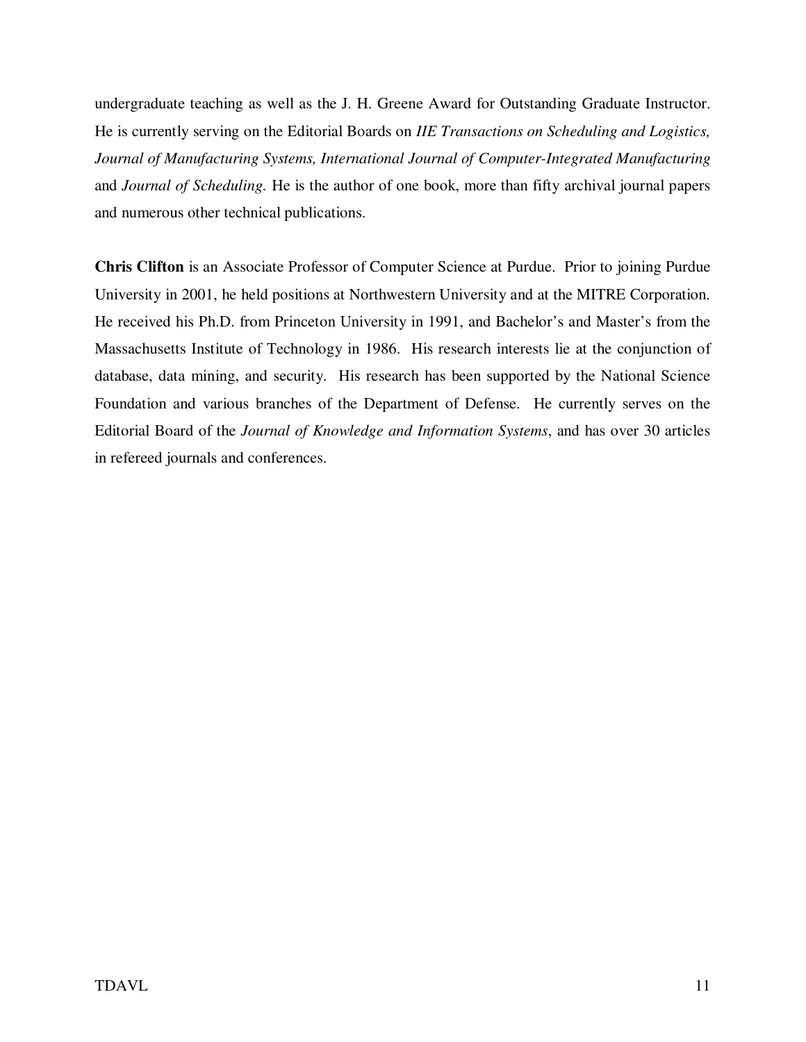undergraduate teaching as well as the J. H. Greene Award for Outstanding Graduate Instructor. He is currently serving on the Editorial Boards on *IIE Transactions on Scheduling and Logistics, Journal of Manufacturing Systems, International Journal of Computer-Integrated Manufacturing* and *Journal of Scheduling.* He is the author of one book, more than fifty archival journal papers and numerous other technical publications.

**Chris Clifton** is an Associate Professor of Computer Science at Purdue. Prior to joining Purdue University in 2001, he held positions at Northwestern University and at the MITRE Corporation. He received his Ph.D. from Princeton University in 1991, and Bachelor's and Master's from the Massachusetts Institute of Technology in 1986. His research interests lie at the conjunction of database, data mining, and security. His research has been supported by the National Science Foundation and various branches of the Department of Defense. He currently serves on the Editorial Board of the *Journal of Knowledge and Information Systems*, and has over 30 articles in refereed journals and conferences.